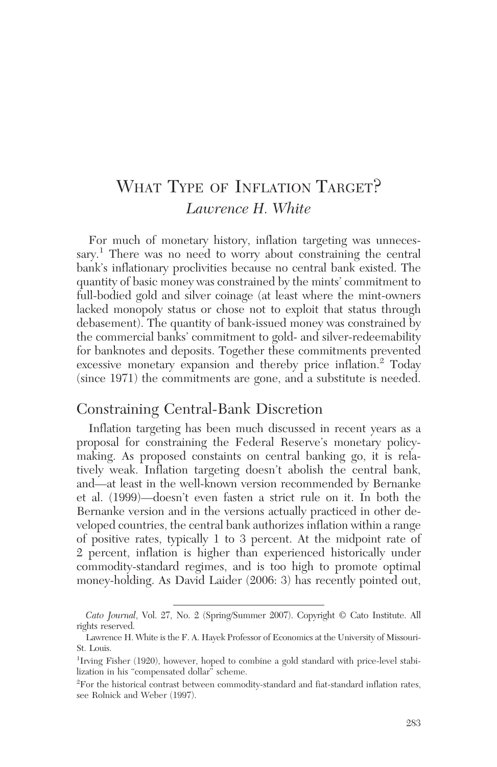# What Type of Inflation Target?

*Lawrence H. White*

For much of monetary history, inflation targeting was unnecessary.[1] There was no need to worry about constraining the central bank's inflationary proclivities because no central bank existed. The quantity of basic money was constrained by the mints' commitment to full-bodied gold and silver coinage (at least where the mint-owners lacked monopoly status or chose not to exploit that status through debasement). The quantity of bank-issued money was constrained by the commercial banks' commitment to gold- and silver-redeemability for banknotes and deposits. Together these commitments prevented excessive monetary expansion and thereby price inflation.[2] Today (since 1971) the commitments are gone, and a substitute is needed.

## Constraining Central-Bank Discretion

Inflation targeting has been much discussed in recent years as a proposal for constraining the Federal Reserve's monetary policy-making. As proposed constaints on central banking go, it is relatively weak. Inflation targeting doesn't abolish the central bank, and—at least in the well-known version recommended by Bernanke et al. (1999)—doesn't even fasten a strict rule on it. In both the Bernanke version and in the versions actually practiced in other developed countries, the central bank authorizes inflation within a range of positive rates, typically 1 to 3 percent. At the midpoint rate of 2 percent, inflation is higher than experienced historically under commodity-standard regimes, and is too high to promote optimal money-holding. As David Laider (2006: 3) has recently pointed out,

---

*Cato Journal*, Vol. 27, No. 2 (Spring/Summer 2007). Copyright © Cato Institute. All rights reserved.

Lawrence H. White is the F. A. Hayek Professor of Economics at the University of Missouri-St. Louis.

[1] Irving Fisher (1920), however, hoped to combine a gold standard with price-level stabilization in his "compensated dollar" scheme.

[2] For the historical contrast between commodity-standard and fiat-standard inflation rates, see Rolnick and Weber (1997).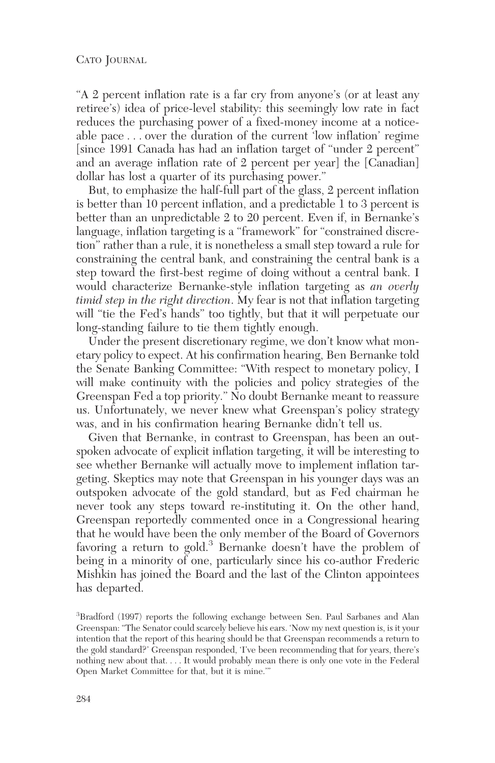"A 2 percent inflation rate is a far cry from anyone's (or at least any retiree's) idea of price-level stability: this seemingly low rate in fact reduces the purchasing power of a fixed-money income at a noticeable pace . . . over the duration of the current 'low inflation' regime [since 1991 Canada has had an inflation target of "under 2 percent" and an average inflation rate of 2 percent per year] the [Canadian] dollar has lost a quarter of its purchasing power."

But, to emphasize the half-full part of the glass, 2 percent inflation is better than 10 percent inflation, and a predictable 1 to 3 percent is better than an unpredictable 2 to 20 percent. Even if, in Bernanke's language, inflation targeting is a "framework" for "constrained discretion" rather than a rule, it is nonetheless a small step toward a rule for constraining the central bank, and constraining the central bank is a step toward the first-best regime of doing without a central bank. I would characterize Bernanke-style inflation targeting as *an overly timid step in the right direction*. My fear is not that inflation targeting will "tie the Fed's hands" too tightly, but that it will perpetuate our long-standing failure to tie them tightly enough.

Under the present discretionary regime, we don't know what monetary policy to expect. At his confirmation hearing, Ben Bernanke told the Senate Banking Committee: "With respect to monetary policy, I will make continuity with the policies and policy strategies of the Greenspan Fed a top priority." No doubt Bernanke meant to reassure us. Unfortunately, we never knew what Greenspan's policy strategy was, and in his confirmation hearing Bernanke didn't tell us.

Given that Bernanke, in contrast to Greenspan, has been an outspoken advocate of explicit inflation targeting, it will be interesting to see whether Bernanke will actually move to implement inflation targeting. Skeptics may note that Greenspan in his younger days was an outspoken advocate of the gold standard, but as Fed chairman he never took any steps toward re-instituting it. On the other hand, Greenspan reportedly commented once in a Congressional hearing that he would have been the only member of the Board of Governors favoring a return to gold.[3] Bernanke doesn't have the problem of being in a minority of one, particularly since his co-author Frederic Mishkin has joined the Board and the last of the Clinton appointees has departed.

[3]Bradford (1997) reports the following exchange between Sen. Paul Sarbanes and Alan Greenspan: "The Senator could scarcely believe his ears. 'Now my next question is, is it your intention that the report of this hearing should be that Greenspan recommends a return to the gold standard?' Greenspan responded, 'I've been recommending that for years, there's nothing new about that. . . . It would probably mean there is only one vote in the Federal Open Market Committee for that, but it is mine.'"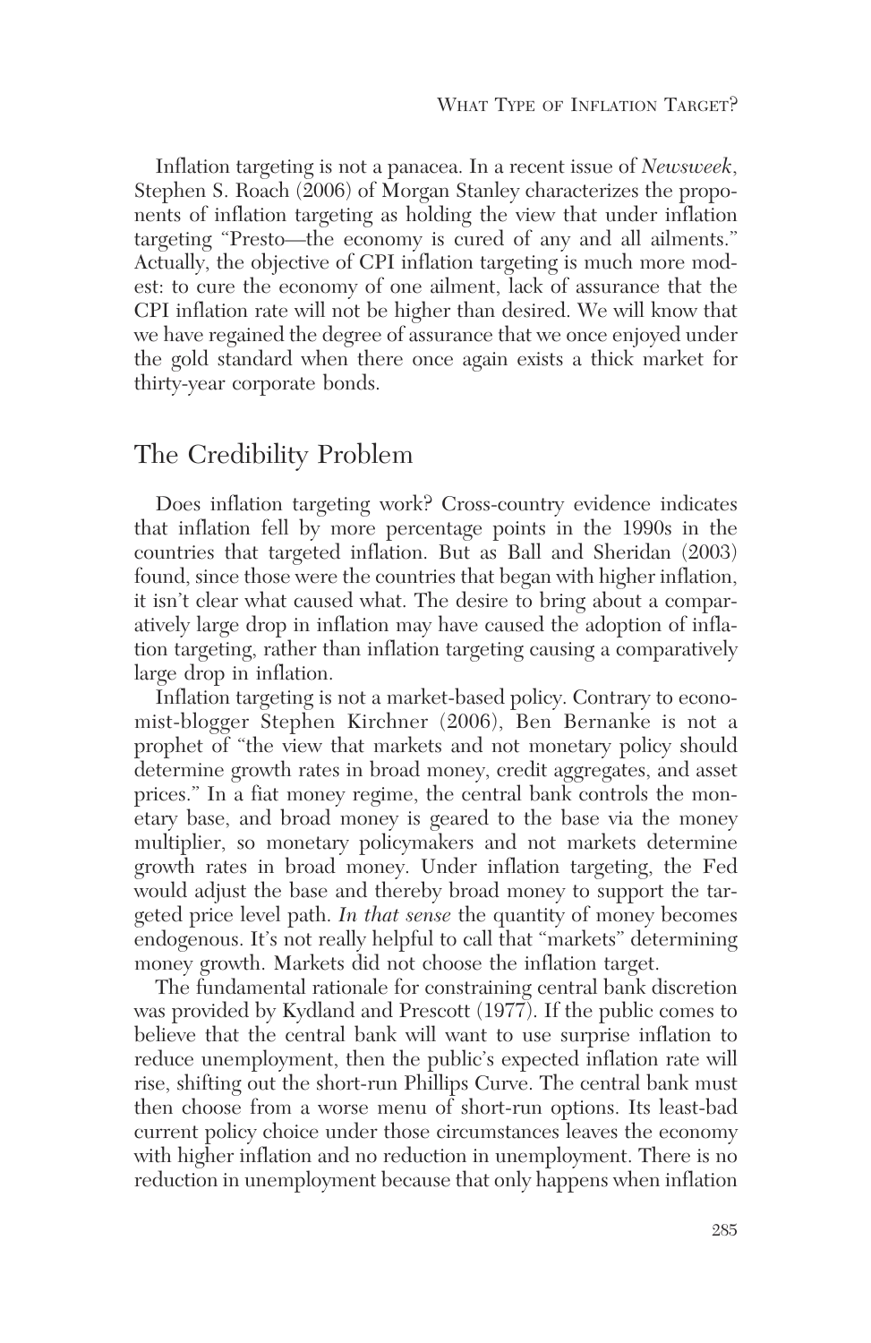Inflation targeting is not a panacea. In a recent issue of *Newsweek*, Stephen S. Roach (2006) of Morgan Stanley characterizes the proponents of inflation targeting as holding the view that under inflation targeting "Presto—the economy is cured of any and all ailments." Actually, the objective of CPI inflation targeting is much more modest: to cure the economy of one ailment, lack of assurance that the CPI inflation rate will not be higher than desired. We will know that we have regained the degree of assurance that we once enjoyed under the gold standard when there once again exists a thick market for thirty-year corporate bonds.

## The Credibility Problem

Does inflation targeting work? Cross-country evidence indicates that inflation fell by more percentage points in the 1990s in the countries that targeted inflation. But as Ball and Sheridan (2003) found, since those were the countries that began with higher inflation, it isn't clear what caused what. The desire to bring about a comparatively large drop in inflation may have caused the adoption of inflation targeting, rather than inflation targeting causing a comparatively large drop in inflation.

Inflation targeting is not a market-based policy. Contrary to economist-blogger Stephen Kirchner (2006), Ben Bernanke is not a prophet of "the view that markets and not monetary policy should determine growth rates in broad money, credit aggregates, and asset prices." In a fiat money regime, the central bank controls the monetary base, and broad money is geared to the base via the money multiplier, so monetary policymakers and not markets determine growth rates in broad money. Under inflation targeting, the Fed would adjust the base and thereby broad money to support the targeted price level path. *In that sense* the quantity of money becomes endogenous. It's not really helpful to call that "markets" determining money growth. Markets did not choose the inflation target.

The fundamental rationale for constraining central bank discretion was provided by Kydland and Prescott (1977). If the public comes to believe that the central bank will want to use surprise inflation to reduce unemployment, then the public's expected inflation rate will rise, shifting out the short-run Phillips Curve. The central bank must then choose from a worse menu of short-run options. Its least-bad current policy choice under those circumstances leaves the economy with higher inflation and no reduction in unemployment. There is no reduction in unemployment because that only happens when inflation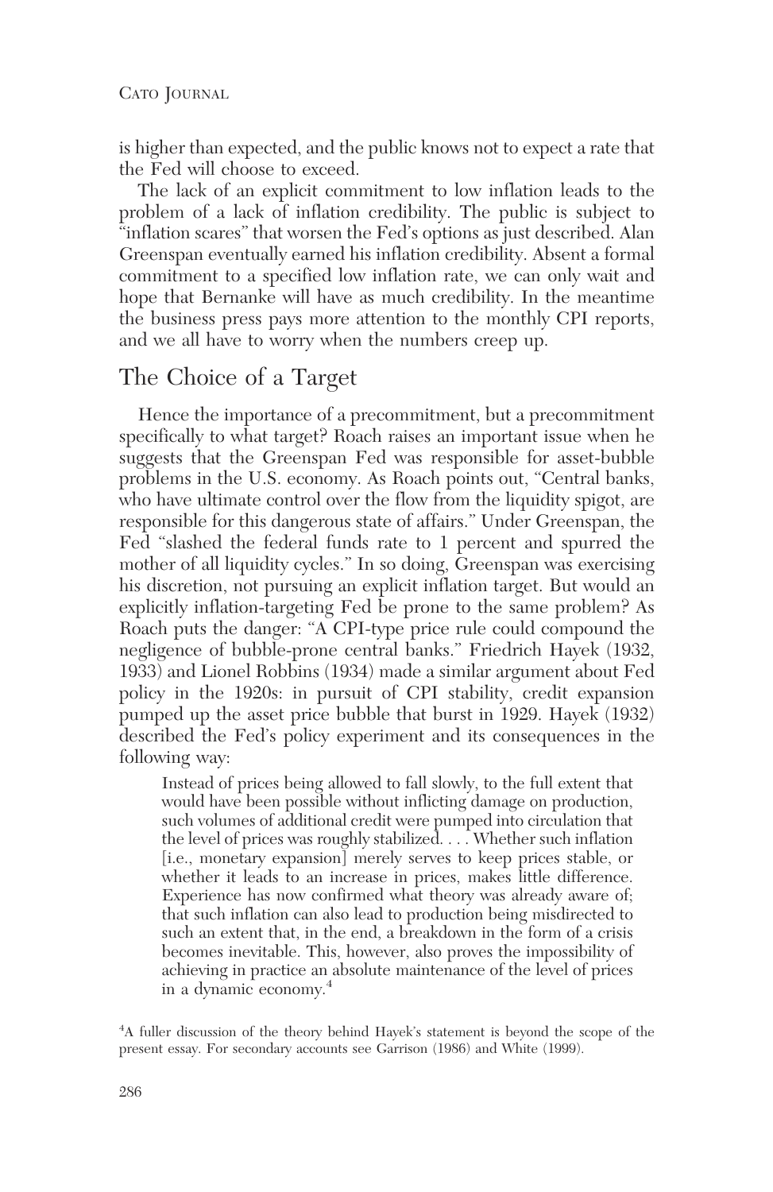is higher than expected, and the public knows not to expect a rate that the Fed will choose to exceed.

The lack of an explicit commitment to low inflation leads to the problem of a lack of inflation credibility. The public is subject to "inflation scares" that worsen the Fed's options as just described. Alan Greenspan eventually earned his inflation credibility. Absent a formal commitment to a specified low inflation rate, we can only wait and hope that Bernanke will have as much credibility. In the meantime the business press pays more attention to the monthly CPI reports, and we all have to worry when the numbers creep up.

## The Choice of a Target

Hence the importance of a precommitment, but a precommitment specifically to what target? Roach raises an important issue when he suggests that the Greenspan Fed was responsible for asset-bubble problems in the U.S. economy. As Roach points out, "Central banks, who have ultimate control over the flow from the liquidity spigot, are responsible for this dangerous state of affairs." Under Greenspan, the Fed "slashed the federal funds rate to 1 percent and spurred the mother of all liquidity cycles." In so doing, Greenspan was exercising his discretion, not pursuing an explicit inflation target. But would an explicitly inflation-targeting Fed be prone to the same problem? As Roach puts the danger: "A CPI-type price rule could compound the negligence of bubble-prone central banks." Friedrich Hayek (1932, 1933) and Lionel Robbins (1934) made a similar argument about Fed policy in the 1920s: in pursuit of CPI stability, credit expansion pumped up the asset price bubble that burst in 1929. Hayek (1932) described the Fed's policy experiment and its consequences in the following way:

> Instead of prices being allowed to fall slowly, to the full extent that would have been possible without inflicting damage on production, such volumes of additional credit were pumped into circulation that the level of prices was roughly stabilized. . . . Whether such inflation [i.e., monetary expansion] merely serves to keep prices stable, or whether it leads to an increase in prices, makes little difference. Experience has now confirmed what theory was already aware of; that such inflation can also lead to production being misdirected to such an extent that, in the end, a breakdown in the form of a crisis becomes inevitable. This, however, also proves the impossibility of achieving in practice an absolute maintenance of the level of prices in a dynamic economy.[4]

[4] A fuller discussion of the theory behind Hayek's statement is beyond the scope of the present essay. For secondary accounts see Garrison (1986) and White (1999).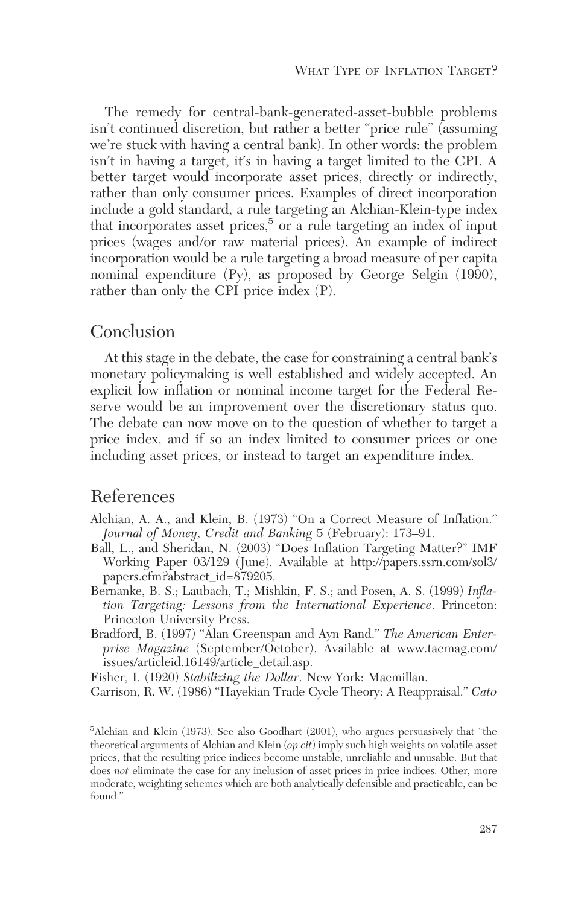The remedy for central-bank-generated-asset-bubble problems isn't continued discretion, but rather a better "price rule" (assuming we're stuck with having a central bank). In other words: the problem isn't in having a target, it's in having a target limited to the CPI. A better target would incorporate asset prices, directly or indirectly, rather than only consumer prices. Examples of direct incorporation include a gold standard, a rule targeting an Alchian-Klein-type index that incorporates asset prices,[5] or a rule targeting an index of input prices (wages and/or raw material prices). An example of indirect incorporation would be a rule targeting a broad measure of per capita nominal expenditure (Py), as proposed by George Selgin (1990), rather than only the CPI price index (P).

## Conclusion

At this stage in the debate, the case for constraining a central bank's monetary policymaking is well established and widely accepted. An explicit low inflation or nominal income target for the Federal Reserve would be an improvement over the discretionary status quo. The debate can now move on to the question of whether to target a price index, and if so an index limited to consumer prices or one including asset prices, or instead to target an expenditure index.

## References

Alchian, A. A., and Klein, B. (1973) "On a Correct Measure of Inflation." *Journal of Money, Credit and Banking* 5 (February): 173–91.

Ball, L., and Sheridan, N. (2003) "Does Inflation Targeting Matter?" IMF Working Paper 03/129 (June). Available at http://papers.ssrn.com/sol3/papers.cfm?abstract_id=879205.

Bernanke, B. S.; Laubach, T.; Mishkin, F. S.; and Posen, A. S. (1999) *Inflation Targeting: Lessons from the International Experience*. Princeton: Princeton University Press.

Bradford, B. (1997) "Alan Greenspan and Ayn Rand." *The American Enterprise Magazine* (September/October). Available at www.taemag.com/issues/articleid.16149/article_detail.asp.

Fisher, I. (1920) *Stabilizing the Dollar*. New York: Macmillan.

Garrison, R. W. (1986) "Hayekian Trade Cycle Theory: A Reappraisal." *Cato*

[5] Alchian and Klein (1973). See also Goodhart (2001), who argues persuasively that "the theoretical arguments of Alchian and Klein (*op cit*) imply such high weights on volatile asset prices, that the resulting price indices become unstable, unreliable and unusable. But that does *not* eliminate the case for any inclusion of asset prices in price indices. Other, more moderate, weighting schemes which are both analytically defensible and practicable, can be found."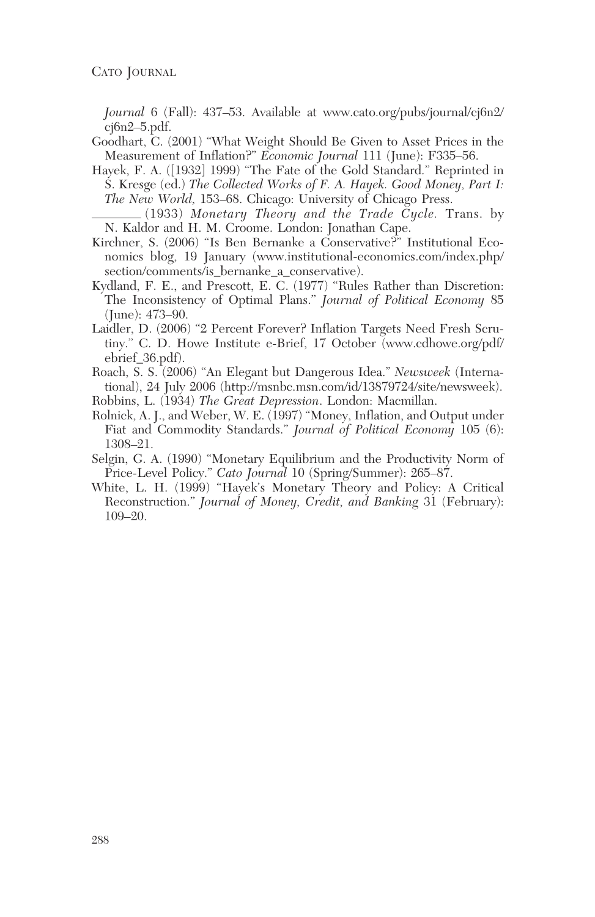*Journal* 6 (Fall): 437–53. Available at www.cato.org/pubs/journal/cj6n2/cj6n2–5.pdf.

Goodhart, C. (2001) "What Weight Should Be Given to Asset Prices in the Measurement of Inflation?" *Economic Journal* 111 (June): F335–56.

Hayek, F. A. ([1932] 1999) "The Fate of the Gold Standard." Reprinted in S. Kresge (ed.) *The Collected Works of F. A. Hayek. Good Money, Part I: The New World*, 153–68. Chicago: University of Chicago Press.

——— (1933) *Monetary Theory and the Trade Cycle.* Trans. by N. Kaldor and H. M. Croome. London: Jonathan Cape.

Kirchner, S. (2006) "Is Ben Bernanke a Conservative?" Institutional Economics blog, 19 January (www.institutional-economics.com/index.php/section/comments/is_bernanke_a_conservative).

Kydland, F. E., and Prescott, E. C. (1977) "Rules Rather than Discretion: The Inconsistency of Optimal Plans." *Journal of Political Economy* 85 (June): 473–90.

Laidler, D. (2006) "2 Percent Forever? Inflation Targets Need Fresh Scrutiny." C. D. Howe Institute e-Brief, 17 October (www.cdhowe.org/pdf/ebrief_36.pdf).

Roach, S. S. (2006) "An Elegant but Dangerous Idea." *Newsweek* (International), 24 July 2006 (http://msnbc.msn.com/id/13879724/site/newsweek).

Robbins, L. (1934) *The Great Depression*. London: Macmillan.

Rolnick, A. J., and Weber, W. E. (1997) "Money, Inflation, and Output under Fiat and Commodity Standards." *Journal of Political Economy* 105 (6): 1308–21.

Selgin, G. A. (1990) "Monetary Equilibrium and the Productivity Norm of Price-Level Policy." *Cato Journal* 10 (Spring/Summer): 265–87.

White, L. H. (1999) "Hayek's Monetary Theory and Policy: A Critical Reconstruction." *Journal of Money, Credit, and Banking* 31 (February): 109–20.